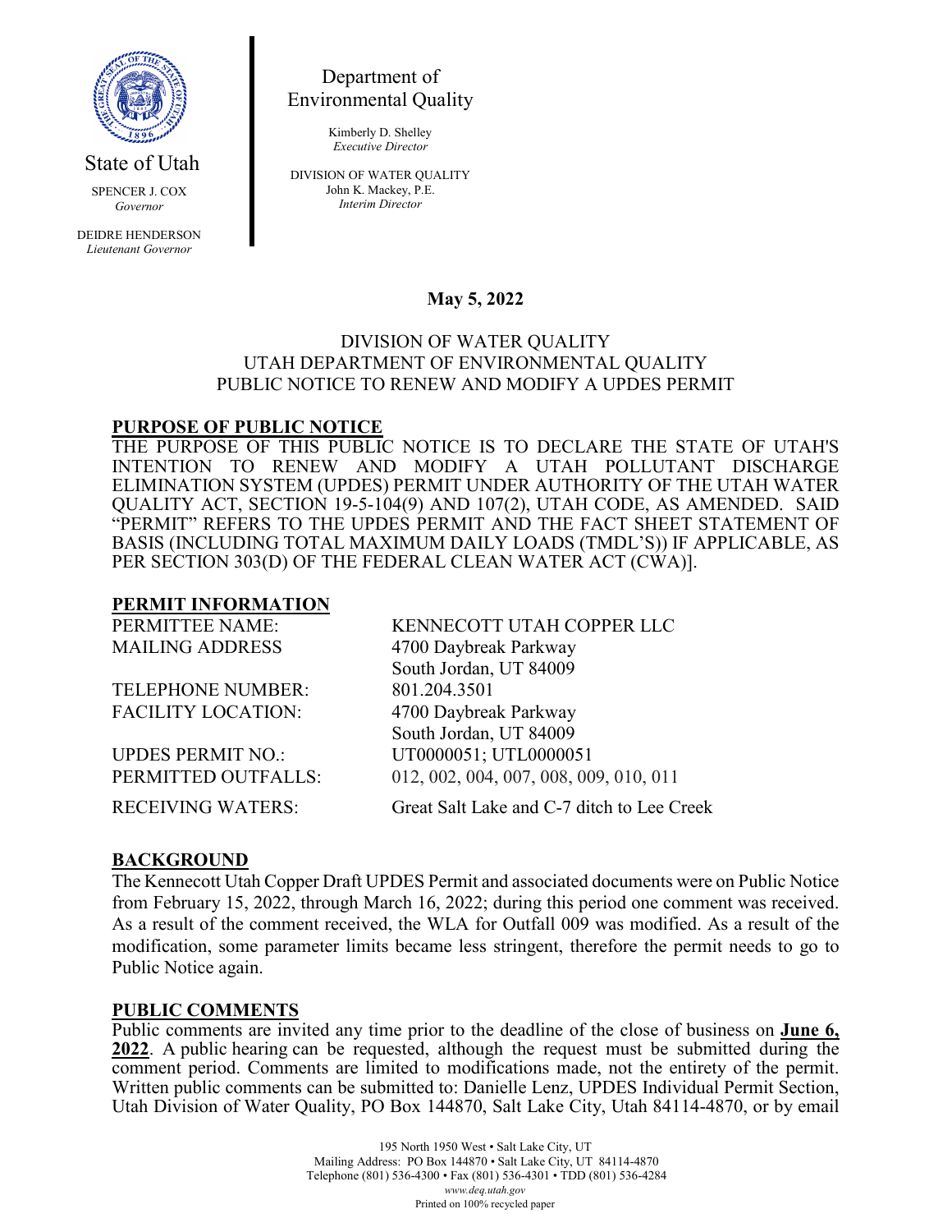State of Utah

SPENCER J. COX
*Governor*

DEIDRE HENDERSON
*Lieutenant Governor*

Department of
Environmental Quality

Kimberly D. Shelley
*Executive Director*

DIVISION OF WATER QUALITY
John K. Mackey, P.E.
*Interim Director*

**May 5, 2022**

DIVISION OF WATER QUALITY
UTAH DEPARTMENT OF ENVIRONMENTAL QUALITY
PUBLIC NOTICE TO RENEW AND MODIFY A UPDES PERMIT

## PURPOSE OF PUBLIC NOTICE

THE PURPOSE OF THIS PUBLIC NOTICE IS TO DECLARE THE STATE OF UTAH'S INTENTION TO RENEW AND MODIFY A UTAH POLLUTANT DISCHARGE ELIMINATION SYSTEM (UPDES) PERMIT UNDER AUTHORITY OF THE UTAH WATER QUALITY ACT, SECTION 19-5-104(9) AND 107(2), UTAH CODE, AS AMENDED. SAID "PERMIT" REFERS TO THE UPDES PERMIT AND THE FACT SHEET STATEMENT OF BASIS (INCLUDING TOTAL MAXIMUM DAILY LOADS (TMDL'S)) IF APPLICABLE, AS PER SECTION 303(D) OF THE FEDERAL CLEAN WATER ACT (CWA)].

## PERMIT INFORMATION

| | |
|---|---|
| PERMITTEE NAME: | KENNECOTT UTAH COPPER LLC |
| MAILING ADDRESS | 4700 Daybreak Parkway<br>South Jordan, UT 84009 |
| TELEPHONE NUMBER: | 801.204.3501 |
| FACILITY LOCATION: | 4700 Daybreak Parkway<br>South Jordan, UT 84009 |
| UPDES PERMIT NO.: | UT0000051; UTL0000051 |
| PERMITTED OUTFALLS: | 012, 002, 004, 007, 008, 009, 010, 011 |
| RECEIVING WATERS: | Great Salt Lake and C-7 ditch to Lee Creek |

## BACKGROUND

The Kennecott Utah Copper Draft UPDES Permit and associated documents were on Public Notice from February 15, 2022, through March 16, 2022; during this period one comment was received. As a result of the comment received, the WLA for Outfall 009 was modified. As a result of the modification, some parameter limits became less stringent, therefore the permit needs to go to Public Notice again.

## PUBLIC COMMENTS

Public comments are invited any time prior to the deadline of the close of business on **June 6, 2022**. A public hearing can be requested, although the request must be submitted during the comment period. Comments are limited to modifications made, not the entirety of the permit. Written public comments can be submitted to: Danielle Lenz, UPDES Individual Permit Section, Utah Division of Water Quality, PO Box 144870, Salt Lake City, Utah 84114-4870, or by email

195 North 1950 West • Salt Lake City, UT
Mailing Address: PO Box 144870 • Salt Lake City, UT 84114-4870
Telephone (801) 536-4300 • Fax (801) 536-4301 • TDD (801) 536-4284
*www.deq.utah.gov*
Printed on 100% recycled paper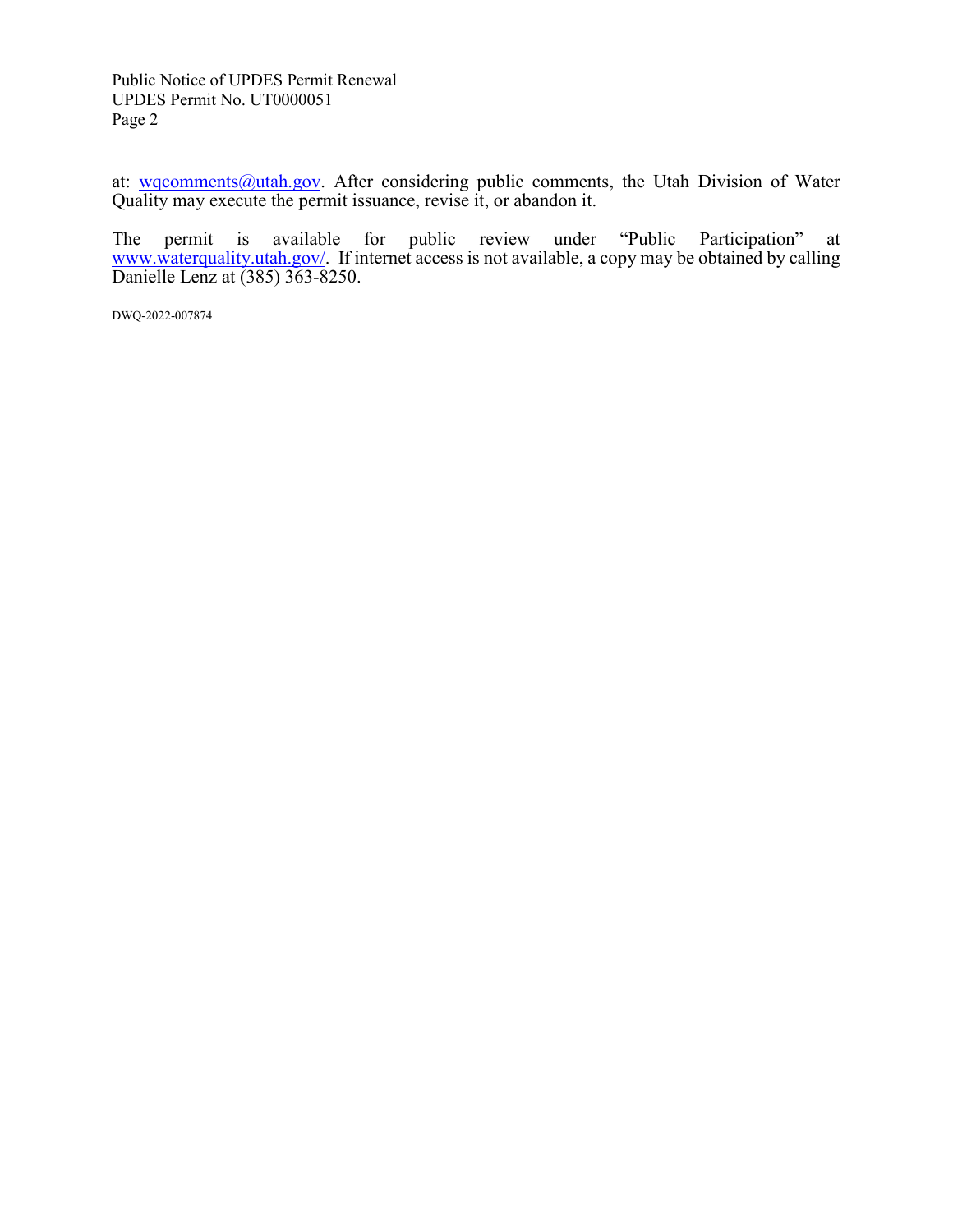at: wqcomments@utah.gov. After considering public comments, the Utah Division of Water Quality may execute the permit issuance, revise it, or abandon it.

The permit is available for public review under "Public Participation" at www.waterquality.utah.gov/. If internet access is not available, a copy may be obtained by calling Danielle Lenz at (385) 363-8250.

DWQ-2022-007874